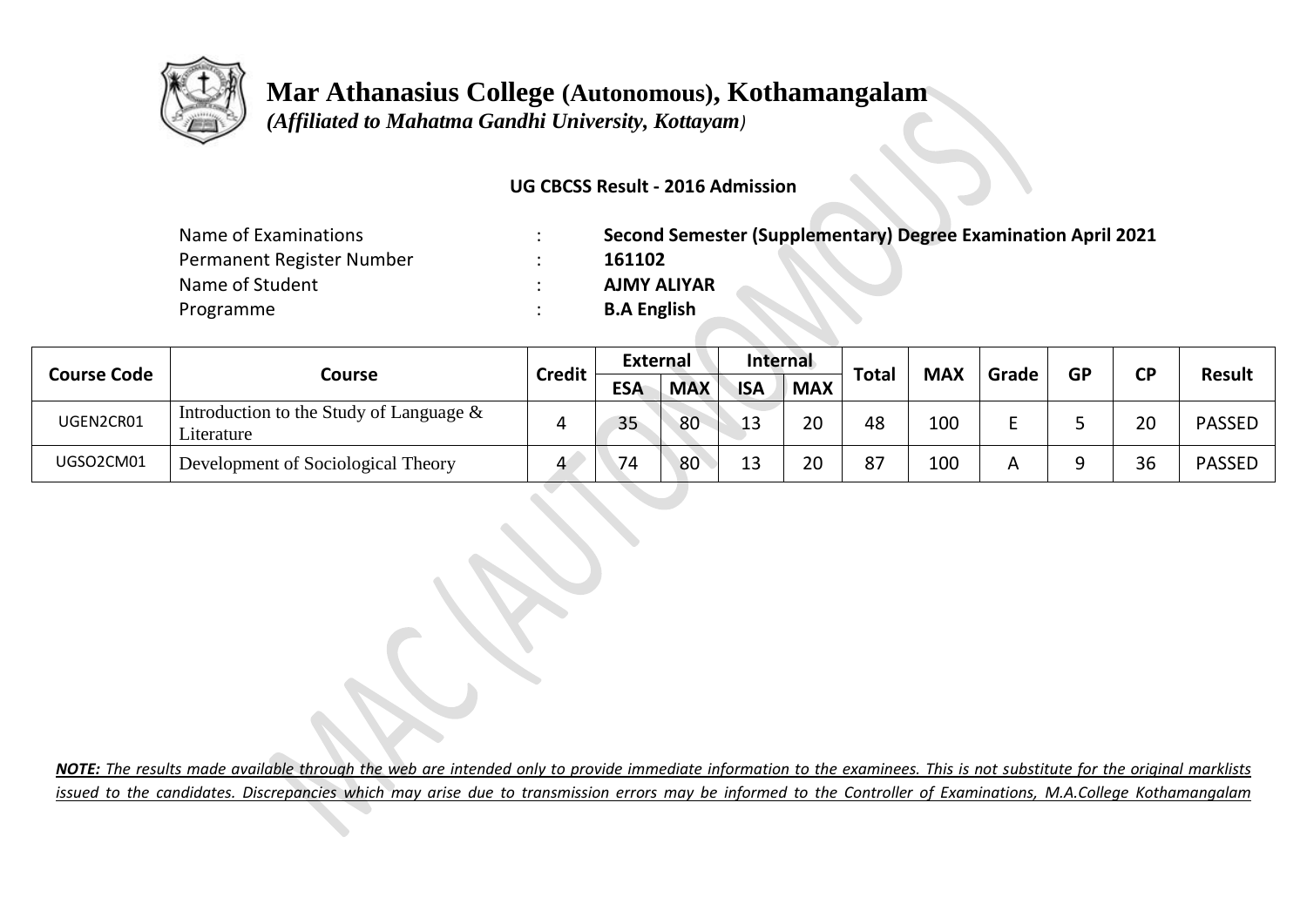# Mar Athanasius College (Autonomous), Kothamangalam

*(Affiliated to Mahatma Gandhi University, Kottayam)*

**UG CBCSS Result - 2016 Admission**

| | | |
|---|---|---|
| Name of Examinations | : | **Second Semester (Supplementary) Degree Examination April 2021** |
| Permanent Register Number | : | **161102** |
| Name of Student | : | **AJMY ALIYAR** |
| Programme | : | **B.A English** |

| Course Code | Course | Credit | External | | Internal | | Total | MAX | Grade | GP | CP | Result |
|---|---|---|---|---|---|---|---|---|---|---|---|---|
| | | | ESA | MAX | ISA | MAX | | | | | | |
| UGEN2CR01 | Introduction to the Study of Language & Literature | 4 | 35 | 80 | 13 | 20 | 48 | 100 | E | 5 | 20 | PASSED |
| UGSO2CM01 | Development of Sociological Theory | 4 | 74 | 80 | 13 | 20 | 87 | 100 | A | 9 | 36 | PASSED |

***NOTE:** The results made available through the web are intended only to provide immediate information to the examinees. This is not substitute for the original marklists issued to the candidates. Discrepancies which may arise due to transmission errors may be informed to the Controller of Examinations, M.A.College Kothamangalam*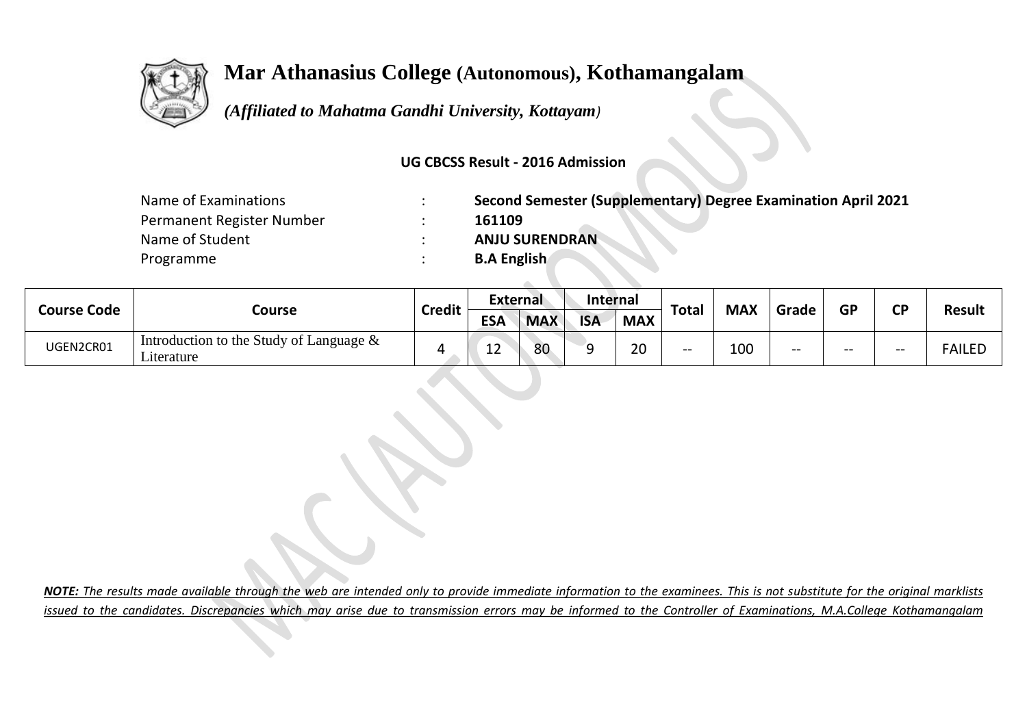# Mar Athanasius College (Autonomous), Kothamangalam

*(Affiliated to Mahatma Gandhi University, Kottayam)*

**UG CBCSS Result - 2016 Admission**

| | | |
|---|---|---|
| Name of Examinations | : | **Second Semester (Supplementary) Degree Examination April 2021** |
| Permanent Register Number | : | **161109** |
| Name of Student | : | **ANJU SURENDRAN** |
| Programme | : | **B.A English** |

| Course Code | Course | Credit | External | | Internal | | Total | MAX | Grade | GP | CP | Result |
|---|---|---|---|---|---|---|---|---|---|---|---|---|
| | | | ESA | MAX | ISA | MAX | | | | | | |
| UGEN2CR01 | Introduction to the Study of Language & Literature | 4 | 12 | 80 | 9 | 20 | -- | 100 | -- | -- | -- | FAILED |

***NOTE:*** *The results made available through the web are intended only to provide immediate information to the examinees. This is not substitute for the original marklists issued to the candidates. Discrepancies which may arise due to transmission errors may be informed to the Controller of Examinations, M.A.College Kothamangalam*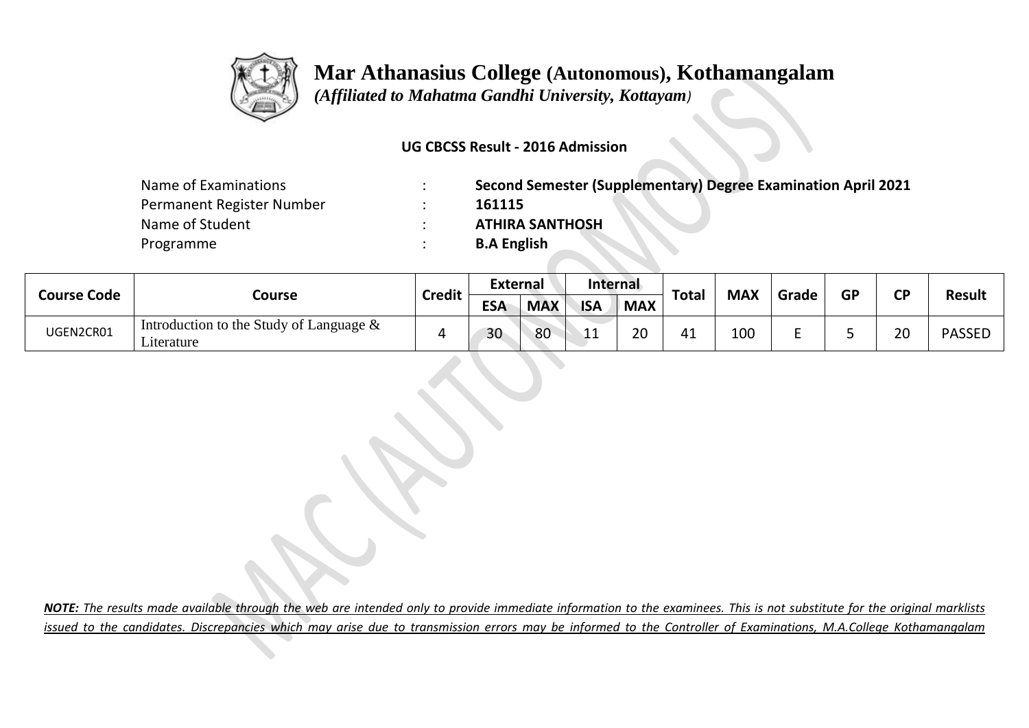# Mar Athanasius College (Autonomous), Kothamangalam

*(Affiliated to Mahatma Gandhi University, Kottayam)*

**UG CBCSS Result - 2016 Admission**

| | | |
|---|---|---|
| Name of Examinations | : | **Second Semester (Supplementary) Degree Examination April 2021** |
| Permanent Register Number | : | **161115** |
| Name of Student | : | **ATHIRA SANTHOSH** |
| Programme | : | **B.A English** |

| Course Code | Course | Credit | External | | Internal | | Total | MAX | Grade | GP | CP | Result |
|---|---|---|---|---|---|---|---|---|---|---|---|---|
| | | | ESA | MAX | ISA | MAX | | | | | | |
| UGEN2CR01 | Introduction to the Study of Language & Literature | 4 | 30 | 80 | 11 | 20 | 41 | 100 | E | 5 | 20 | PASSED |

***NOTE:*** *The results made available through the web are intended only to provide immediate information to the examinees. This is not substitute for the original marklists issued to the candidates. Discrepancies which may arise due to transmission errors may be informed to the Controller of Examinations, M.A.College Kothamangalam*